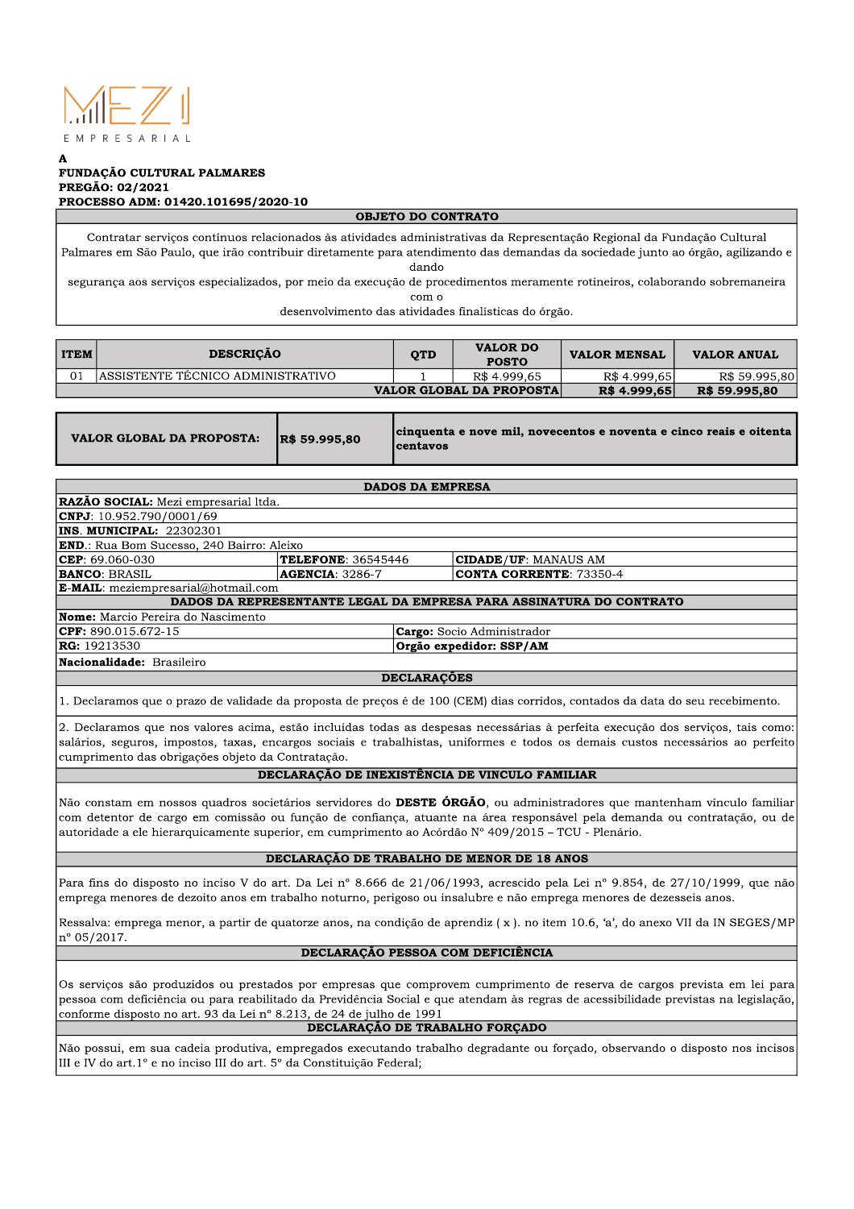MEZI
EMPRESARIAL

**A**
**FUNDAÇÃO CULTURAL PALMARES**
**PREGÃO: 02/2021**
**PROCESSO ADM: 01420.101695/2020-10**

| **OBJETO DO CONTRATO** |
|---|
| Contratar serviços contínuos relacionados às atividades administrativas da Representação Regional da Fundação Cultural Palmares em São Paulo, que irão contribuir diretamente para atendimento das demandas da sociedade junto ao órgão, agilizando e dando segurança aos serviços especializados, por meio da execução de procedimentos meramente rotineiros, colaborando sobremaneira com o desenvolvimento das atividades finalísticas do órgão. |

| ITEM | DESCRIÇÃO | QTD | VALOR DO POSTO | VALOR MENSAL | VALOR ANUAL |
|---|---|---|---|---|---|
| 01 | ASSISTENTE TÉCNICO ADMINISTRATIVO | 1 | R$ 4.999,65 | R$ 4.999,65 | R$ 59.995,80 |
| | | | **VALOR GLOBAL DA PROPOSTA** | **R$ 4.999,65** | **R$ 59.995,80** |

| **VALOR GLOBAL DA PROPOSTA:** | **R$ 59.995,80** | **cinquenta e nove mil, novecentos e noventa e cinco reais e oitenta centavos** |
|---|---|---|

| **DADOS DA EMPRESA** | | |
|---|---|---|
| **RAZÃO SOCIAL:** Mezi empresarial ltda. | | |
| **CNPJ**: 10.952.790/0001/69 | | |
| **INS. MUNICIPAL:** 22302301 | | |
| **END.**: Rua Bom Sucesso, 240 Bairro: Aleixo | | |
| **CEP**: 69.060-030 | **TELEFONE**: 36545446 | **CIDADE/UF**: MANAUS AM |
| **BANCO**: BRASIL | **AGENCIA**: 3286-7 | **CONTA CORRENTE**: 73350-4 |
| **E-MAIL**: meziempresarial@hotmail.com | | |

| **DADOS DA REPRESENTANTE LEGAL DA EMPRESA PARA ASSINATURA DO CONTRATO** | |
|---|---|
| **Nome:** Marcio Pereira do Nascimento | |
| **CPF:** 890.015.672-15 | **Cargo:** Socio Administrador |
| **RG:** 19213530 | **Orgão expedidor: SSP/AM** |
| **Nacionalidade:** Brasileiro | |

**DECLARAÇÕES**

1. Declaramos que o prazo de validade da proposta de preços é de 100 (CEM) dias corridos, contados da data do seu recebimento.

2. Declaramos que nos valores acima, estão incluídas todas as despesas necessárias à perfeita execução dos serviços, tais como: salários, seguros, impostos, taxas, encargos sociais e trabalhistas, uniformes e todos os demais custos necessários ao perfeito cumprimento das obrigações objeto da Contratação.

**DECLARAÇÃO DE INEXISTÊNCIA DE VINCULO FAMILIAR**

Não constam em nossos quadros societários servidores do **DESTE ÓRGÃO**, ou administradores que mantenham vínculo familiar com detentor de cargo em comissão ou função de confiança, atuante na área responsável pela demanda ou contratação, ou de autoridade a ele hierarquicamente superior, em cumprimento ao Acórdão Nº 409/2015 – TCU - Plenário.

**DECLARAÇÃO DE TRABALHO DE MENOR DE 18 ANOS**

Para fins do disposto no inciso V do art. Da Lei nº 8.666 de 21/06/1993, acrescido pela Lei nº 9.854, de 27/10/1999, que não emprega menores de dezoito anos em trabalho noturno, perigoso ou insalubre e não emprega menores de dezesseis anos.

Ressalva: emprega menor, a partir de quatorze anos, na condição de aprendiz ( x ). no item 10.6, 'a', do anexo VII da IN SEGES/MP nº 05/2017.

**DECLARAÇÃO PESSOA COM DEFICIÊNCIA**

Os serviços são produzidos ou prestados por empresas que comprovem cumprimento de reserva de cargos prevista em lei para pessoa com deficiência ou para reabilitado da Previdência Social e que atendam às regras de acessibilidade previstas na legislação, conforme disposto no art. 93 da Lei nº 8.213, de 24 de julho de 1991

**DECLARAÇÃO DE TRABALHO FORÇADO**

Não possui, em sua cadeia produtiva, empregados executando trabalho degradante ou forçado, observando o disposto nos incisos III e IV do art.1º e no inciso III do art. 5º da Constituição Federal;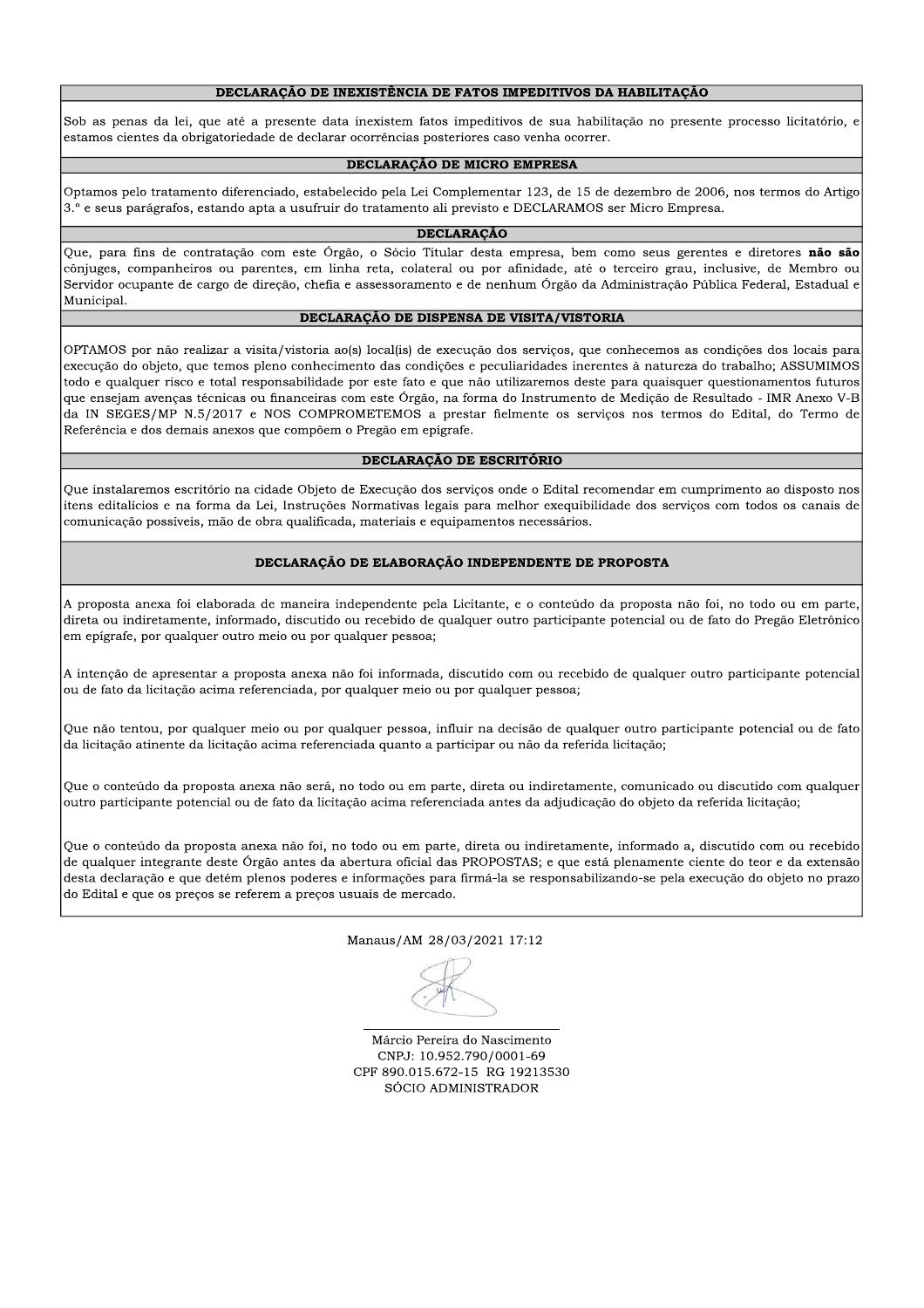## DECLARAÇÃO DE INEXISTÊNCIA DE FATOS IMPEDITIVOS DA HABILITAÇÃO

Sob as penas da lei, que até a presente data inexistem fatos impeditivos de sua habilitação no presente processo licitatório, e estamos cientes da obrigatoriedade de declarar ocorrências posteriores caso venha ocorrer.

## DECLARAÇÃO DE MICRO EMPRESA

Optamos pelo tratamento diferenciado, estabelecido pela Lei Complementar 123, de 15 de dezembro de 2006, nos termos do Artigo 3.º e seus parágrafos, estando apta a usufruir do tratamento ali previsto e DECLARAMOS ser Micro Empresa.

## DECLARAÇÃO

Que, para fins de contratação com este Órgão, o Sócio Titular desta empresa, bem como seus gerentes e diretores **não são** cônjuges, companheiros ou parentes, em linha reta, colateral ou por afinidade, até o terceiro grau, inclusive, de Membro ou Servidor ocupante de cargo de direção, chefia e assessoramento e de nenhum Órgão da Administração Pública Federal, Estadual e Municipal.

## DECLARAÇÃO DE DISPENSA DE VISITA/VISTORIA

OPTAMOS por não realizar a visita/vistoria ao(s) local(is) de execução dos serviços, que conhecemos as condições dos locais para execução do objeto, que temos pleno conhecimento das condições e peculiaridades inerentes à natureza do trabalho; ASSUMIMOS todo e qualquer risco e total responsabilidade por este fato e que não utilizaremos deste para quaisquer questionamentos futuros que ensejam avenças técnicas ou financeiras com este Órgão, na forma do Instrumento de Medição de Resultado - IMR Anexo V-B da IN SEGES/MP N.5/2017 e NOS COMPROMETEMOS a prestar fielmente os serviços nos termos do Edital, do Termo de Referência e dos demais anexos que compõem o Pregão em epígrafe.

## DECLARAÇÃO DE ESCRITÓRIO

Que instalaremos escritório na cidade Objeto de Execução dos serviços onde o Edital recomendar em cumprimento ao disposto nos itens editalícios e na forma da Lei, Instruções Normativas legais para melhor exequibilidade dos serviços com todos os canais de comunicação possíveis, mão de obra qualificada, materiais e equipamentos necessários.

## DECLARAÇÃO DE ELABORAÇÃO INDEPENDENTE DE PROPOSTA

A proposta anexa foi elaborada de maneira independente pela Licitante, e o conteúdo da proposta não foi, no todo ou em parte, direta ou indiretamente, informado, discutido ou recebido de qualquer outro participante potencial ou de fato do Pregão Eletrônico em epígrafe, por qualquer outro meio ou por qualquer pessoa;

A intenção de apresentar a proposta anexa não foi informada, discutido com ou recebido de qualquer outro participante potencial ou de fato da licitação acima referenciada, por qualquer meio ou por qualquer pessoa;

Que não tentou, por qualquer meio ou por qualquer pessoa, influir na decisão de qualquer outro participante potencial ou de fato da licitação atinente da licitação acima referenciada quanto a participar ou não da referida licitação;

Que o conteúdo da proposta anexa não será, no todo ou em parte, direta ou indiretamente, comunicado ou discutido com qualquer outro participante potencial ou de fato da licitação acima referenciada antes da adjudicação do objeto da referida licitação;

Que o conteúdo da proposta anexa não foi, no todo ou em parte, direta ou indiretamente, informado a, discutido com ou recebido de qualquer integrante deste Órgão antes da abertura oficial das PROPOSTAS; e que está plenamente ciente do teor e da extensão desta declaração e que detêm plenos poderes e informações para firmá-la se responsabilizando-se pela execução do objeto no prazo do Edital e que os preços se referem a preços usuais de mercado.

Manaus/AM 28/03/2021 17:12

Márcio Pereira do Nascimento
CNPJ: 10.952.790/0001-69
CPF 890.015.672-15 RG 19213530
SÓCIO ADMINISTRADOR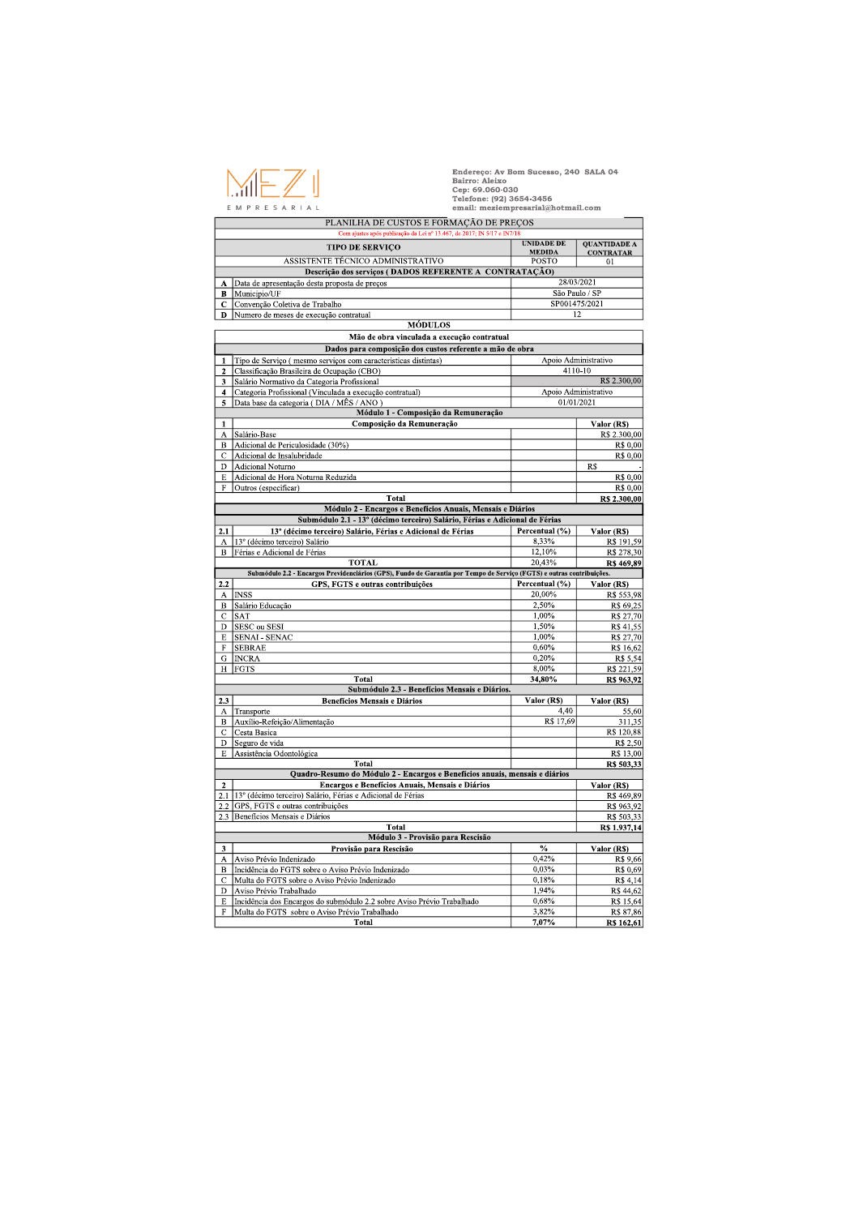MEZI EMPRESARIAL

Endereço: Av Bom Sucesso, 240 SALA 04
Bairro: Aleixo
Cep: 69.060-030
Telefone: (92) 3654-3456
email: meziempresarial@hotmail.com

## PLANILHA DE CUSTOS E FORMAÇÃO DE PREÇOS

Com ajustes após publicação da Lei nº 13.467, de 2017; IN 5/17 e IN7/18

| TIPO DE SERVIÇO | UNIDADE DE MEDIDA | QUANTIDADE A CONTRATAR |
|---|---|---|
| ASSISTENTE TÉCNICO ADMINISTRATIVO | POSTO | 01 |

| Descrição dos serviços ( DADOS REFERENTE A CONTRATAÇÃO) | | |
|---|---|---|
| A | Data de apresentação desta proposta de preços | 28/03/2021 |
| B | Município/UF | São Paulo / SP |
| C | Convenção Coletiva de Trabalho | SP001475/2021 |
| D | Numero de meses de execução contratual | 12 |

### MÓDULOS

**Mão de obra vinculada a execução contratual**

| Dados para composição dos custos referente a mão de obra | | |
|---|---|---|
| 1 | Tipo de Serviço ( mesmo serviços com caracteristicas distintas) | Apoio Administrativo |
| 2 | Classificação Brasileira de Ocupação (CBO) | 4110-10 |
| 3 | Salário Normativo da Categoria Profissional | R$ 2.300,00 |
| 4 | Categoria Profissional (Vinculada a execução contratual) | Apoio Administrativo |
| 5 | Data base da categoria ( DIA / MÊS / ANO ) | 01/01/2021 |

**Módulo 1 - Composição da Remuneração**

| 1 | Composição da Remuneração | | Valor (R$) |
|---|---|---|---|
| A | Salário-Base | | R$ 2.300,00 |
| B | Adicional de Periculosidade (30%) | | R$ 0,00 |
| C | Adicional de Insalubridade | | R$ 0,00 |
| D | Adicional Noturno | | R$ - |
| E | Adicional de Hora Noturna Reduzida | | R$ 0,00 |
| F | Outros (especificar) | | R$ 0,00 |
| | Total | | R$ 2.300,00 |

**Módulo 2 - Encargos e Benefícios Anuais, Mensais e Diários**

**Submódulo 2.1 - 13º (décimo terceiro) Salário, Férias e Adicional de Férias**

| 2.1 | 13º (décimo terceiro) Salário, Férias e Adicional de Férias | Percentual (%) | Valor (R$) |
|---|---|---|---|
| A | 13º (décimo terceiro) Salário | 8,33% | R$ 191,59 |
| B | Férias e Adicional de Férias | 12,10% | R$ 278,30 |
| | TOTAL | 20,43% | R$ 469,89 |

**Submódulo 2.2 - Encargos Previdenciários (GPS), Fundo de Garantia por Tempo de Serviço (FGTS) e outras contribuições.**

| 2.2 | GPS, FGTS e outras contribuições | Percentual (%) | Valor (R$) |
|---|---|---|---|
| A | INSS | 20,00% | R$ 553,98 |
| B | Salário Educação | 2,50% | R$ 69,25 |
| C | SAT | 1,00% | R$ 27,70 |
| D | SESC ou SESI | 1,50% | R$ 41,55 |
| E | SENAI - SENAC | 1,00% | R$ 27,70 |
| F | SEBRAE | 0,60% | R$ 16,62 |
| G | INCRA | 0,20% | R$ 5,54 |
| H | FGTS | 8,00% | R$ 221,59 |
| | Total | 34,80% | R$ 963,92 |

**Submódulo 2.3 - Benefícios Mensais e Diários.**

| 2.3 | Benefícios Mensais e Diários | Valor (R$) | Valor (R$) |
|---|---|---|---|
| A | Transporte | 4,40 | 55,60 |
| B | Auxílio-Refeição/Alimentação | R$ 17,69 | 311,35 |
| C | Cesta Basica | | R$ 120,88 |
| D | Seguro de vida | | R$ 2,50 |
| E | Assistência Odontológica | | R$ 13,00 |
| | Total | | R$ 503,33 |

**Quadro-Resumo do Módulo 2 - Encargos e Benefícios anuais, mensais e diários**

| 2 | Encargos e Benefícios Anuais, Mensais e Diários | Valor (R$) |
|---|---|---|
| 2.1 | 13º (décimo terceiro) Salário, Férias e Adicional de Férias | R$ 469,89 |
| 2.2 | GPS, FGTS e outras contribuições | R$ 963,92 |
| 2.3 | Benefícios Mensais e Diários | R$ 503,33 |
| | Total | R$ 1.937,14 |

**Módulo 3 - Provisão para Rescisão**

| 3 | Provisão para Rescisão | % | Valor (R$) |
|---|---|---|---|
| A | Aviso Prévio Indenizado | 0,42% | R$ 9,66 |
| B | Incidência do FGTS sobre o Aviso Prévio Indenizado | 0,03% | R$ 0,69 |
| C | Multa do FGTS sobre o Aviso Prévio Indenizado | 0,18% | R$ 4,14 |
| D | Aviso Prévio Trabalhado | 1,94% | R$ 44,62 |
| E | Incidência dos Encargos do submódulo 2.2 sobre Aviso Prévio Trabalhado | 0,68% | R$ 15,64 |
| F | Multa do FGTS sobre o Aviso Prévio Trabalhado | 3,82% | R$ 87,86 |
| | Total | 7,07% | R$ 162,61 |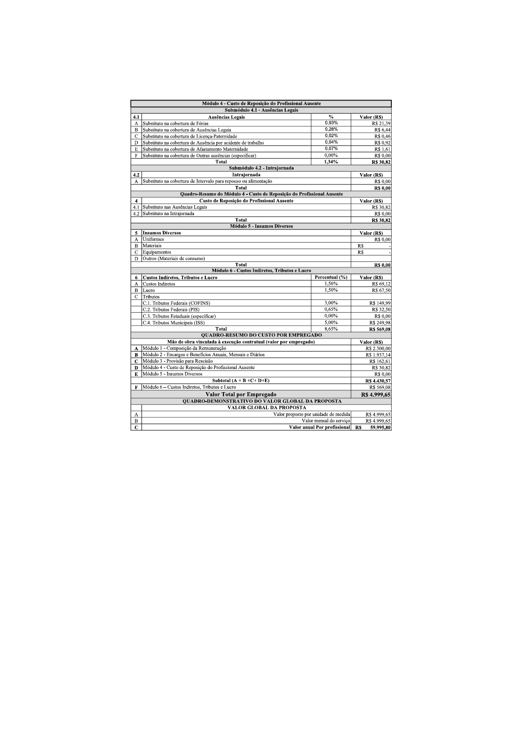| Módulo 4 - Custo de Reposição do Profissional Ausente | | | |
|---|---|---|---|
| **Submódulo 4.1 - Ausências Legais** | | | |
| **4.1** | **Ausências Legais** | **%** | **Valor (R$)** |
| A | Substituto na cobertura de Férias | 0,93% | R$ 21,39 |
| B | Substituto na cobertura de Ausências Legais | 0,28% | R$ 6,44 |
| C | Substituto na cobertura de Licença-Paternidade | 0,02% | R$ 0,46 |
| D | Substituto na cobertura de Ausência por acidente de trabalho | 0,04% | R$ 0,92 |
| E | Substituto na cobertura de Afastamento Maternidade | 0,07% | R$ 1,61 |
| F | Substituto na cobertura de Outras ausências (especificar) | 0,00% | R$ 0,00 |
| | **Total** | **1,34%** | **R$ 30,82** |
| **Submódulo 4.2 - Intrajornada** | | | |
| **4.2** | **Intrajornada** | | **Valor (R$)** |
| A | Substituto na cobertura de Intervalo para repouso ou alimentação | | R$ 0,00 |
| | **Total** | | **R$ 0,00** |
| **Quadro-Resumo do Módulo 4 - Custo de Reposição do Profissional Ausente** | | | |
| **4** | **Custo de Reposição do Profissional Ausente** | | **Valor (R$)** |
| 4.1 | Substituto nas Ausências Legais | | R$ 30,82 |
| 4.2 | Substituto na Intrajornada | | R$ 0,00 |
| | **Total** | | **R$ 30,82** |
| **Módulo 5 - Insumos Diversos** | | | |
| **5** | **Insumos Diversos** | | **Valor (R$)** |
| A | Uniformes | | R$ 0,00 |
| B | Materiais | | R$ - |
| C | Equipamentos | | R$ - |
| D | Outros (Materiais de consumo) | | |
| | **Total** | | **R$ 0,00** |
| **Módulo 6 - Custos Indiretos, Tributos e Lucro** | | | |
| **6** | **Custos Indiretos, Tributos e Lucro** | **Percentual (%)** | **Valor (R$)** |
| A | Custos Indiretos | 1,56% | R$ 69,12 |
| B | Lucro | 1,50% | R$ 67,50 |
| C | Tributos | | |
| | C.1. Tributos Federais (COFINS) | 3,00% | R$ 149,99 |
| | C.2. Tributos Federais (PIS) | 0,65% | R$ 32,50 |
| | C.3. Tributos Estaduais (especificar) | 0,00% | R$ 0,00 |
| | C.4. Tributos Municipais (ISS) | 5,00% | R$ 249,98 |
| | **Total** | **8,65%** | **R$ 569,08** |
| **QUADRO-RESUMO DO CUSTO POR EMPREGADO** | | | |
| | **Mão de obra vinculada à execução contratual (valor por empregado)** | | **Valor (R$)** |
| **A** | Módulo 1 - Composição da Remuneração | | R$ 2.300,00 |
| **B** | Módulo 2 - Encargos e Benefícios Anuais, Mensais e Diários | | R$ 1.937,14 |
| **C** | Módulo 3 - Provisão para Rescisão | | R$ 162,61 |
| **D** | Módulo 4 - Custo de Reposição do Profissional Ausente | | R$ 30,82 |
| **E** | Módulo 5 - Insumos Diversos | | R$ 0,00 |
| | **Subtotal (A + B +C+ D+E)** | | **R$ 4.430,57** |
| **F** | Módulo 6 – Custos Indiretos, Tributos e Lucro | | R$ 569,08 |
| | **Valor Total por Empregado** | | **R$ 4.999,65** |
| **QUADRO-DEMONSTRATIVO DO VALOR GLOBAL DA PROPOSTA** | | | |
| | **VALOR GLOBAL DA PROPOSTA** | | |
| A | Valor proposto por unidade de medida | | R$ 4.999,65 |
| B | Valor mensal do serviço | | R$ 4.999,65 |
| **C** | **Valor anual Por profissional** | | **R$ 59.995,80** |